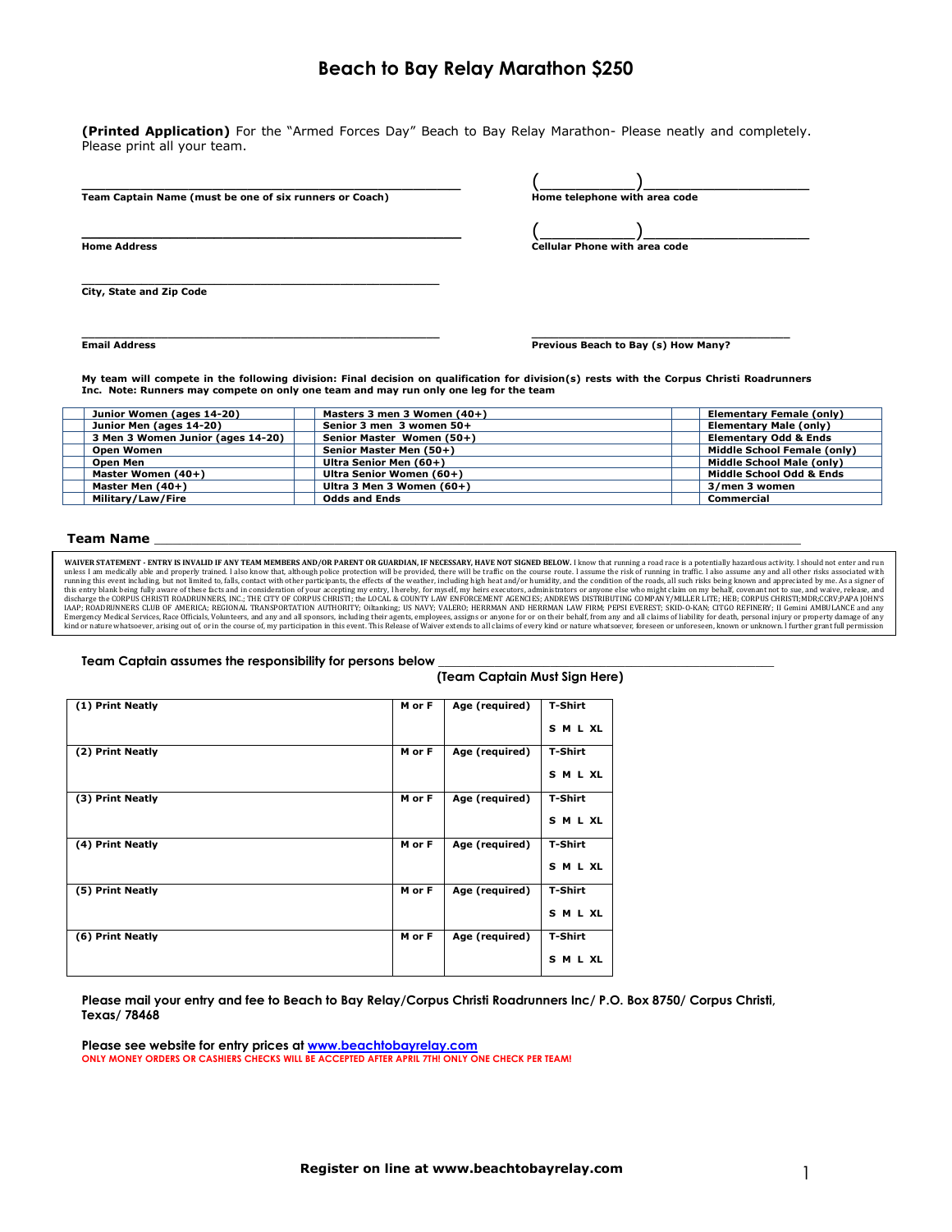# Beach to Bay Relay Marathon $250

**(Printed Application)** For the "Armed Forces Day" Beach to Bay Relay Marathon- Please neatly and completely. Please print all your team.

**Team Captain Name (must be one of six runners or Coach)** ______________________________

**Home telephone with area code** (__________)____________________

**Home Address** ______________________________

**Cellular Phone with area code** (__________)____________________

**City, State and Zip Code** ______________________________

**Email Address** ______________________________

**Previous Beach to Bay (s) How Many?** ______________________________

**My team will compete in the following division: Final decision on qualification for division(s) rests with the Corpus Christi Roadrunners Inc. Note: Runners may compete on only one team and may run only one leg for the team**

| | | | | | |
|---|---|---|---|---|---|
| | Junior Women (ages 14-20) | | Masters 3 men 3 Women (40+) | | Elementary Female (only) |
| | Junior Men (ages 14-20) | | Senior 3 men 3 women 50+ | | Elementary Male (only) |
| | 3 Men 3 Women Junior (ages 14-20) | | Senior Master Women (50+) | | Elementary Odd & Ends |
| | Open Women | | Senior Master Men (50+) | | Middle School Female (only) |
| | Open Men | | Ultra Senior Men (60+) | | Middle School Male (only) |
| | Master Women (40+) | | Ultra Senior Women (60+) | | Middle School Odd & Ends |
| | Master Men (40+) | | Ultra 3 Men 3 Women (60+) | | 3/men 3 women |
| | Military/Law/Fire | | Odds and Ends | | Commercial |

**Team Name** ______________________________________________

**WAIVER STATEMENT - ENTRY IS INVALID IF ANY TEAM MEMBERS AND/OR PARENT OR GUARDIAN, IF NECESSARY, HAVE NOT SIGNED BELOW.** I know that running a road race is a potentially hazardous activity. I should not enter and run unless I am medically able and properly trained. I also know that, although police protection will be provided, there will be traffic on the course route. I assume the risk of running in traffic. I also assume any and all other risks associated with running this event including, but not limited to, falls, contact with other participants, the effects of the weather, including high heat and/or humidity, and the condition of the roads, all such risks being known and appreciated by me. As a signer of this entry blank being fully aware of these facts and in consideration of your accepting my entry, I hereby, for myself, my heirs executors, administrators or anyone else who might claim on my behalf, covenant not to sue, and waive, release, and discharge the CORPUS CHRISTI ROADRUNNERS, INC.; THE CITY OF CORPUS CHRISTI; the LOCAL & COUNTY LAW ENFORCEMENT AGENCIES; ANDREWS DISTRIBUTING COMPANY/MILLER LITE; HEB; CORPUS CHRISTI;MDR;CCRV;PAPA JOHN'S IAAP; ROADRUNNERS CLUB OF AMERICA; REGIONAL TRANSPORTATION AUTHORITY; Oiltanking; US NAVY; VALERO; HERRMAN AND HERRMAN LAW FIRM; PEPSI EVEREST; SKID-O-KAN; CITGO REFINERY; II Gemini AMBULANCE and any Emergency Medical Services, Race Officials, Volunteers, and any and all sponsors, including their agents, employees, assigns or anyone for or on their behalf, from any and all claims of liability for death, personal injury or property damage of any kind or nature whatsoever, arising out of, or in the course of, my participation in this event. This Release of Waiver extends to all claims of every kind or nature whatsoever, foreseen or unforeseen, known or unknown. I further grant full permission

**Team Captain assumes the responsibility for persons below** ______________________________
**(Team Captain Must Sign Here)**

| | | | |
|---|---|---|---|
| (1) Print Neatly | M or F | Age (required) | T-Shirt S M L XL |
| (2) Print Neatly | M or F | Age (required) | T-Shirt S M L XL |
| (3) Print Neatly | M or F | Age (required) | T-Shirt S M L XL |
| (4) Print Neatly | M or F | Age (required) | T-Shirt S M L XL |
| (5) Print Neatly | M or F | Age (required) | T-Shirt S M L XL |
| (6) Print Neatly | M or F | Age (required) | T-Shirt S M L XL |

**Please mail your entry and fee to Beach to Bay Relay/Corpus Christi Roadrunners Inc/ P.O. Box 8750/ Corpus Christi, Texas/ 78468**

**Please see website for entry prices at www.beachtobayrelay.com**
**ONLY MONEY ORDERS OR CASHIERS CHECKS WILL BE ACCEPTED AFTER APRIL 7TH! ONLY ONE CHECK PER TEAM!**

**Register on line at www.beachtobayrelay.com**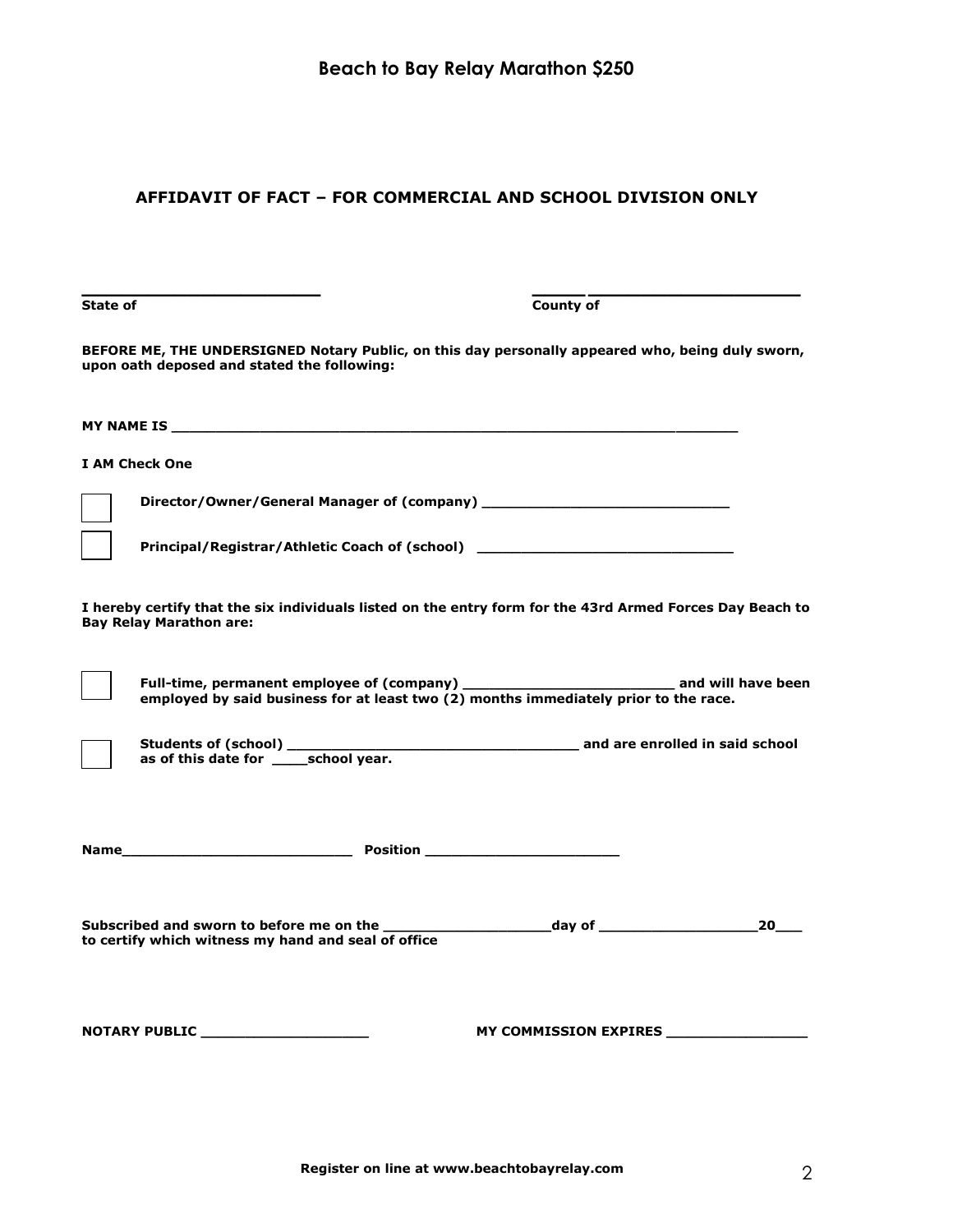# Beach to Bay Relay Marathon $250

## AFFIDAVIT OF FACT – FOR COMMERCIAL AND SCHOOL DIVISION ONLY

**State of** __________________________ **County of** __________________________

**BEFORE ME, THE UNDERSIGNED Notary Public, on this day personally appeared who, being duly sworn, upon oath deposed and stated the following:**

**MY NAME IS** ____________________________________________________________

**I AM Check One**

☐ **Director/Owner/General Manager of (company)** ______________________________

☐ **Principal/Registrar/Athletic Coach of (school)** ______________________________

**I hereby certify that the six individuals listed on the entry form for the 43rd Armed Forces Day Beach to Bay Relay Marathon are:**

☐ **Full-time, permanent employee of (company)** _________________________ **and will have been employed by said business for at least two (2) months immediately prior to the race.**

☐ **Students of (school)** ___________________________________ **and are enrolled in said school as of this date for** ____**school year.**

**Name**___________________________ **Position** _______________________

**Subscribed and sworn to before me on the** ___________________**day of** __________________**20**___
**to certify which witness my hand and seal of office**

**NOTARY PUBLIC** ___________________ **MY COMMISSION EXPIRES** ________________

**Register on line at www.beachtobayrelay.com**